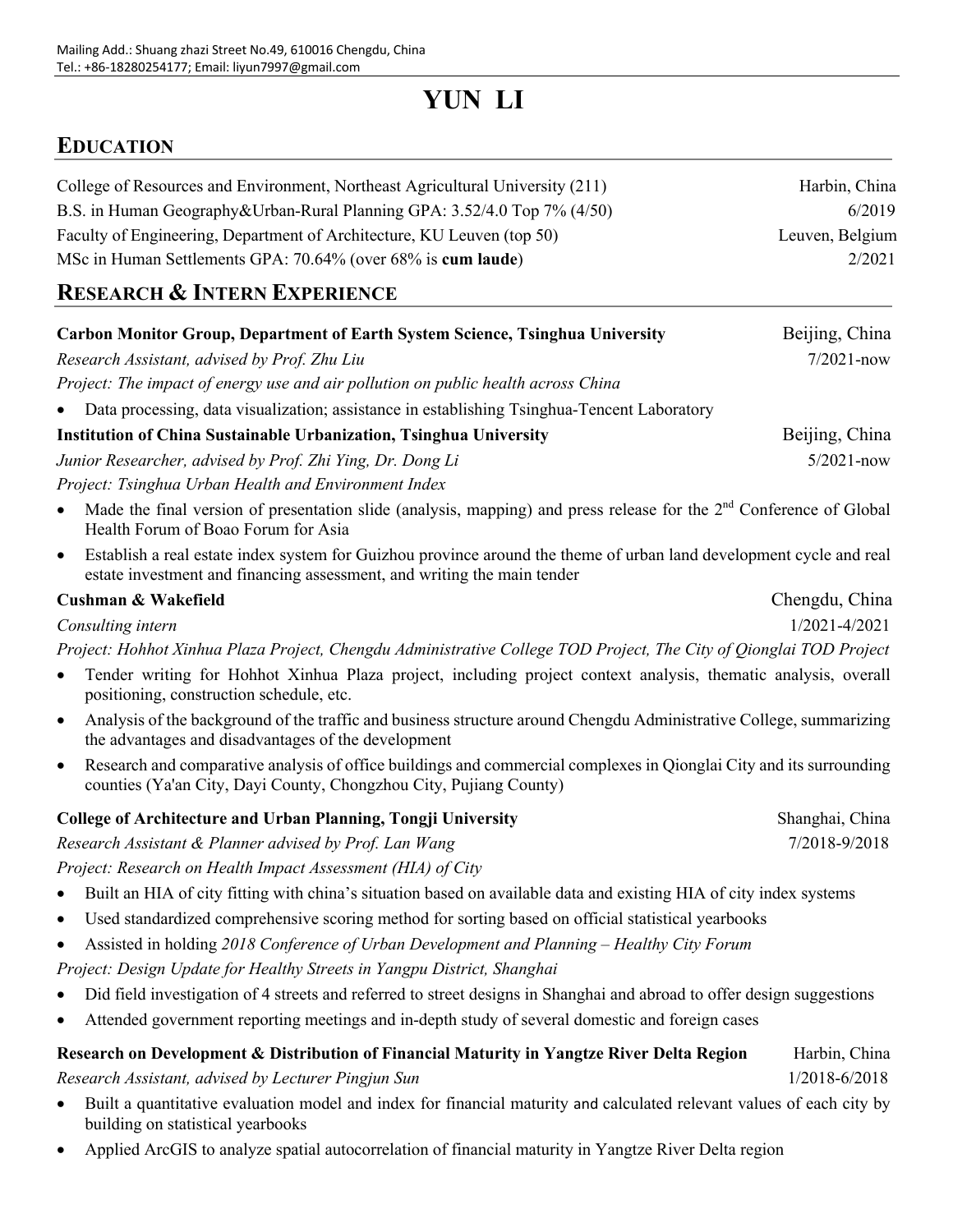Mailing Add.: Shuang zhazi Street No.49, 610016 Chengdu, China
Tel.: +86-18280254177; Email: liyun7997@gmail.com

# YUN LI

## EDUCATION

College of Resources and Environment, Northeast Agricultural University (211) — Harbin, China
B.S. in Human Geography&Urban-Rural Planning GPA: 3.52/4.0 Top 7% (4/50) — 6/2019

Faculty of Engineering, Department of Architecture, KU Leuven (top 50) — Leuven, Belgium
MSc in Human Settlements GPA: 70.64% (over 68% is **cum laude**) — 2/2021

## RESEARCH & INTERN EXPERIENCE

**Carbon Monitor Group, Department of Earth System Science, Tsinghua University** — Beijing, China
*Research Assistant, advised by Prof. Zhu Liu* — 7/2021-now
*Project: The impact of energy use and air pollution on public health across China*

- Data processing, data visualization; assistance in establishing Tsinghua-Tencent Laboratory

**Institution of China Sustainable Urbanization, Tsinghua University** — Beijing, China
*Junior Researcher, advised by Prof. Zhi Ying, Dr. Dong Li* — 5/2021-now
*Project: Tsinghua Urban Health and Environment Index*

- Made the final version of presentation slide (analysis, mapping) and press release for the 2nd Conference of Global Health Forum of Boao Forum for Asia
- Establish a real estate index system for Guizhou province around the theme of urban land development cycle and real estate investment and financing assessment, and writing the main tender

**Cushman & Wakefield** — Chengdu, China
*Consulting intern* — 1/2021-4/2021
*Project: Hohhot Xinhua Plaza Project, Chengdu Administrative College TOD Project, The City of Qionglai TOD Project*

- Tender writing for Hohhot Xinhua Plaza project, including project context analysis, thematic analysis, overall positioning, construction schedule, etc.
- Analysis of the background of the traffic and business structure around Chengdu Administrative College, summarizing the advantages and disadvantages of the development
- Research and comparative analysis of office buildings and commercial complexes in Qionglai City and its surrounding counties (Ya'an City, Dayi County, Chongzhou City, Pujiang County)

**College of Architecture and Urban Planning, Tongji University** — Shanghai, China
*Research Assistant & Planner advised by Prof. Lan Wang* — 7/2018-9/2018
*Project: Research on Health Impact Assessment (HIA) of City*

- Built an HIA of city fitting with china's situation based on available data and existing HIA of city index systems
- Used standardized comprehensive scoring method for sorting based on official statistical yearbooks
- Assisted in holding *2018 Conference of Urban Development and Planning – Healthy City Forum*

*Project: Design Update for Healthy Streets in Yangpu District, Shanghai*

- Did field investigation of 4 streets and referred to street designs in Shanghai and abroad to offer design suggestions
- Attended government reporting meetings and in-depth study of several domestic and foreign cases

**Research on Development & Distribution of Financial Maturity in Yangtze River Delta Region** — Harbin, China
*Research Assistant, advised by Lecturer Pingjun Sun* — 1/2018-6/2018

- Built a quantitative evaluation model and index for financial maturity and calculated relevant values of each city by building on statistical yearbooks
- Applied ArcGIS to analyze spatial autocorrelation of financial maturity in Yangtze River Delta region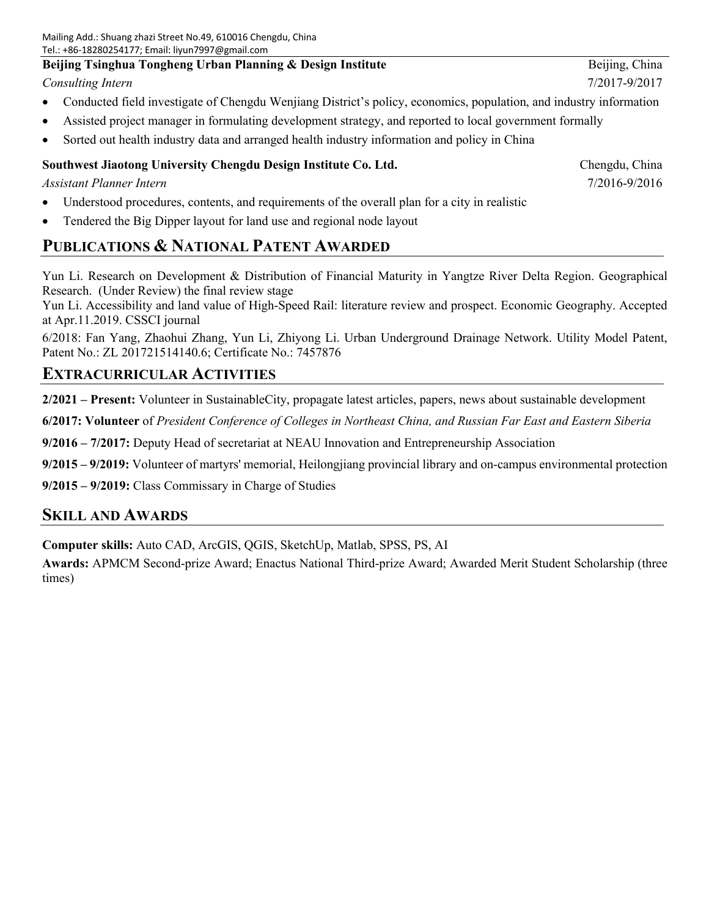Mailing Add.: Shuang zhazi Street No.49, 610016 Chengdu, China
Tel.: +86-18280254177; Email: liyun7997@gmail.com

**Beijing Tsinghua Tongheng Urban Planning & Design Institute** Beijing, China

*Consulting Intern* 7/2017-9/2017

- Conducted field investigate of Chengdu Wenjiang District's policy, economics, population, and industry information
- Assisted project manager in formulating development strategy, and reported to local government formally
- Sorted out health industry data and arranged health industry information and policy in China

**Southwest Jiaotong University Chengdu Design Institute Co. Ltd.** Chengdu, China

*Assistant Planner Intern* 7/2016-9/2016

- Understood procedures, contents, and requirements of the overall plan for a city in realistic
- Tendered the Big Dipper layout for land use and regional node layout

## Publications & National Patent Awarded

Yun Li. Research on Development & Distribution of Financial Maturity in Yangtze River Delta Region. Geographical Research. (Under Review) the final review stage

Yun Li. Accessibility and land value of High-Speed Rail: literature review and prospect. Economic Geography. Accepted at Apr.11.2019. CSSCI journal

6/2018: Fan Yang, Zhaohui Zhang, Yun Li, Zhiyong Li. Urban Underground Drainage Network. Utility Model Patent, Patent No.: ZL 201721514140.6; Certificate No.: 7457876

## Extracurricular Activities

**2/2021 – Present:** Volunteer in SustainableCity, propagate latest articles, papers, news about sustainable development

**6/2017: Volunteer** of *President Conference of Colleges in Northeast China, and Russian Far East and Eastern Siberia*

**9/2016 – 7/2017:** Deputy Head of secretariat at NEAU Innovation and Entrepreneurship Association

**9/2015 – 9/2019:** Volunteer of martyrs' memorial, Heilongjiang provincial library and on-campus environmental protection

**9/2015 – 9/2019:** Class Commissary in Charge of Studies

## Skill and Awards

**Computer skills:** Auto CAD, ArcGIS, QGIS, SketchUp, Matlab, SPSS, PS, AI

**Awards:** APMCM Second-prize Award; Enactus National Third-prize Award; Awarded Merit Student Scholarship (three times)